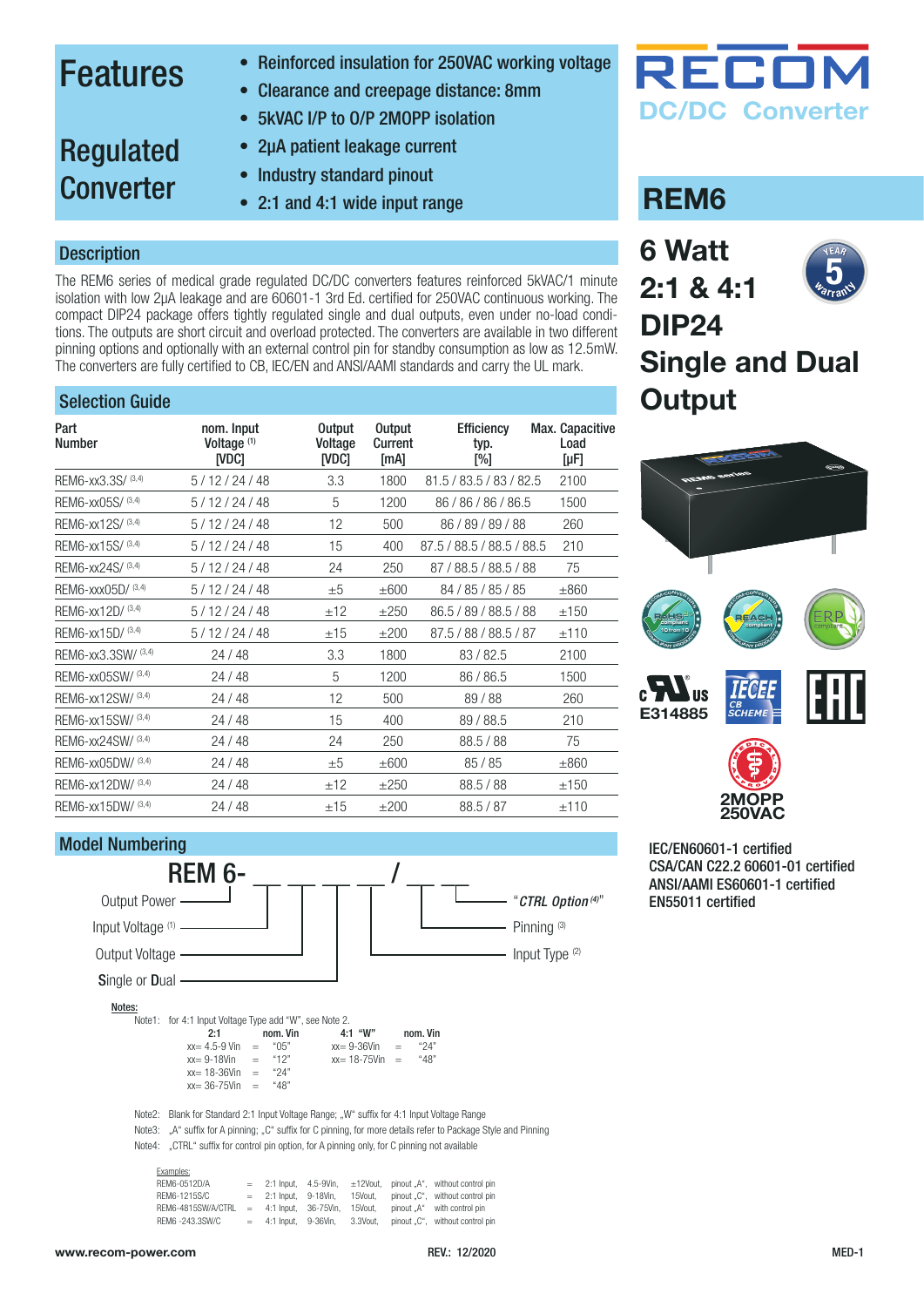# Features

## Regulated Converter

- Reinforced insulation for 250VAC working voltage
- Clearance and creepage distance: 8mm
- 5kVAC I/P to O/P 2MOPP isolation
- 2µA patient leakage current
- Industry standard pinout
- 2:1 and 4:1 wide input range

RECOM DC/DC Converter

# REM6

## 6 Watt 2:1 & 4:1 DIP24 Single and Dual Output

## Description

The REM6 series of medical grade regulated DC/DC converters features reinforced 5kVAC/1 minute isolation with low 2µA leakage and are 60601-1 3rd Ed. certified for 250VAC continuous working. The compact DIP24 package offers tightly regulated single and dual outputs, even under no-load conditions. The outputs are short circuit and overload protected. The converters are available in two different pinning options and optionally with an external control pin for standby consumption as low as 12.5mW. The converters are fully certified to CB, IEC/EN and ANSI/AAMI standards and carry the UL mark.

E314885

2MOPP 250VAC

IEC/EN60601-1 certified
CSA/CAN C22.2 60601-01 certified
ANSI/AAMI ES60601-1 certified
EN55011 certified

## Selection Guide

| Part Number | nom. Input Voltage (1) [VDC] | Output Voltage [VDC] | Output Current [mA] | Efficiency typ. [%] | Max. Capacitive Load [µF] |
|---|---|---|---|---|---|
| REM6-xx3.3S/ (3,4) | 5 / 12 / 24 / 48 | 3.3 | 1800 | 81.5 / 83.5 / 83 / 82.5 | 2100 |
| REM6-xx05S/ (3,4) | 5 / 12 / 24 / 48 | 5 | 1200 | 86 / 86 / 86 / 86.5 | 1500 |
| REM6-xx12S/ (3,4) | 5 / 12 / 24 / 48 | 12 | 500 | 86 / 89 / 89 / 88 | 260 |
| REM6-xx15S/ (3,4) | 5 / 12 / 24 / 48 | 15 | 400 | 87.5 / 88.5 / 88.5 / 88.5 | 210 |
| REM6-xx24S/ (3,4) | 5 / 12 / 24 / 48 | 24 | 250 | 87 / 88.5 / 88.5 / 88 | 75 |
| REM6-xxx05D/ (3,4) | 5 / 12 / 24 / 48 | ±5 | ±600 | 84 / 85 / 85 / 85 | ±860 |
| REM6-xx12D/ (3,4) | 5 / 12 / 24 / 48 | ±12 | ±250 | 86.5 / 89 / 88.5 / 88 | ±150 |
| REM6-xx15D/ (3,4) | 5 / 12 / 24 / 48 | ±15 | ±200 | 87.5 / 88 / 88.5 / 87 | ±110 |
| REM6-xx3.3SW/ (3,4) | 24 / 48 | 3.3 | 1800 | 83 / 82.5 | 2100 |
| REM6-xx05SW/ (3,4) | 24 / 48 | 5 | 1200 | 86 / 86.5 | 1500 |
| REM6-xx12SW/ (3,4) | 24 / 48 | 12 | 500 | 89 / 88 | 260 |
| REM6-xx15SW/ (3,4) | 24 / 48 | 15 | 400 | 89 / 88.5 | 210 |
| REM6-xx24SW/ (3,4) | 24 / 48 | 24 | 250 | 88.5 / 88 | 75 |
| REM6-xx05DW/ (3,4) | 24 / 48 | ±5 | ±600 | 85 / 85 | ±860 |
| REM6-xx12DW/ (3,4) | 24 / 48 | ±12 | ±250 | 88.5 / 88 | ±150 |
| REM6-xx15DW/ (3,4) | 24 / 48 | ±15 | ±200 | 88.5 / 87 | ±110 |

## Model Numbering

REM 6- _ _ _ _ / _ _ _

- Output Power
- Input Voltage (1)
- Output Voltage
- Single or Dual
- Input Type (2)
- Pinning (3)
- "CTRL Option (4)"

**Notes:**

Note1: for 4:1 Input Voltage Type add "W", see Note 2.

| 2:1 | | nom. Vin | 4:1 "W" | | nom. Vin |
|---|---|---|---|---|---|
| xx= 4.5-9 Vin | = | "05" | xx= 9-36Vin | = | "24" |
| xx= 9-18Vin | = | "12" | xx= 18-75Vin | = | "48" |
| xx= 18-36Vin | = | "24" | | | |
| xx= 36-75Vin | = | "48" | | | |

Note2: Blank for Standard 2:1 Input Voltage Range; „W" suffix for 4:1 Input Voltage Range

Note3: „A" suffix for A pinning; „C" suffix for C pinning, for more details refer to Package Style and Pinning

Note4: „CTRL" suffix for control pin option, for A pinning only, for C pinning not available

Examples:

| | | | | | | |
|---|---|---|---|---|---|---|
| REM6-0512D/A | = | 2:1 Input, | 4.5-9Vin, | ±12Vout, | pinout „A", | without control pin |
| REM6-1215S/C | = | 2:1 Input, | 9-18Vin, | 15Vout, | pinout „C", | without control pin |
| REM6-4815SW/A/CTRL | = | 4:1 Input, | 36-75Vin, | 15Vout, | pinout „A" | with control pin |
| REM6 -243.3SW/C | = | 4:1 Input, | 9-36Vin, | 3.3Vout, | pinout „C", | without control pin |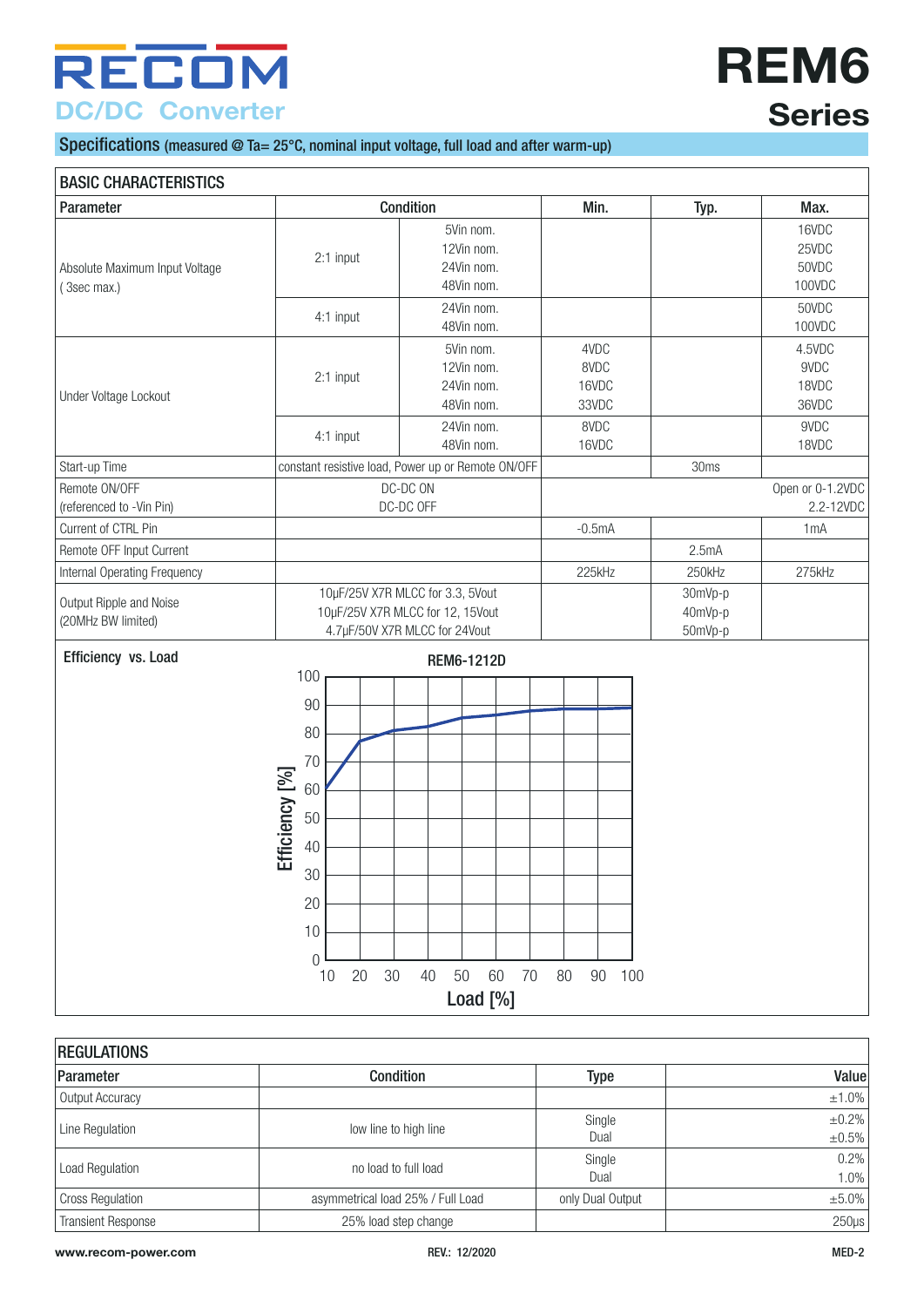## Specifications (measured @ Ta= 25°C, nominal input voltage, full load and after warm-up)

| BASIC CHARACTERISTICS | | | | | |
|---|---|---|---|---|---|
| **Parameter** | **Condition** | | **Min.** | **Typ.** | **Max.** |
| Absolute Maximum Input Voltage ( 3sec max.) | 2:1 input | 5Vin nom.<br>12Vin nom.<br>24Vin nom.<br>48Vin nom. | | | 16VDC<br>25VDC<br>50VDC<br>100VDC |
| | 4:1 input | 24Vin nom.<br>48Vin nom. | | | 50VDC<br>100VDC |
| Under Voltage Lockout | 2:1 input | 5Vin nom.<br>12Vin nom.<br>24Vin nom.<br>48Vin nom. | 4VDC<br>8VDC<br>16VDC<br>33VDC | | 4.5VDC<br>9VDC<br>18VDC<br>36VDC |
| | 4:1 input | 24Vin nom.<br>48Vin nom. | 8VDC<br>16VDC | | 9VDC<br>18VDC |
| Start-up Time | constant resistive load, Power up or Remote ON/OFF | | | 30ms | |
| Remote ON/OFF (referenced to -Vin Pin) | DC-DC ON<br>DC-DC OFF | | | | Open or 0-1.2VDC<br>2.2-12VDC |
| Current of CTRL Pin | | | -0.5mA | | 1mA |
| Remote OFF Input Current | | | | 2.5mA | |
| Internal Operating Frequency | | | 225kHz | 250kHz | 275kHz |
| Output Ripple and Noise (20MHz BW limited) | 10µF/25V X7R MLCC for 3.3, 5Vout<br>10µF/25V X7R MLCC for 12, 15Vout<br>4.7µF/50V X7R MLCC for 24Vout | | | 30mVp-p<br>40mVp-p<br>50mVp-p | |

**Efficiency vs. Load**

REM6-1212D

| Load [%] | 10 | 20 | 30 | 40 | 50 | 60 | 70 | 80 | 90 | 100 |
|---|---|---|---|---|---|---|---|---|---|---|
| Efficiency [%] | 60 | 77 | 81 | 82 | 85 | 86 | 87 | 88 | 88 | 88 |

| REGULATIONS | | | |
|---|---|---|---|
| **Parameter** | **Condition** | **Type** | **Value** |
| Output Accuracy | | | ±1.0% |
| Line Regulation | low line to high line | Single<br>Dual | ±0.2%<br>±0.5% |
| Load Regulation | no load to full load | Single<br>Dual | 0.2%<br>1.0% |
| Cross Regulation | asymmetrical load 25% / Full Load | only Dual Output | ±5.0% |
| Transient Response | 25% load step change | | 250µs |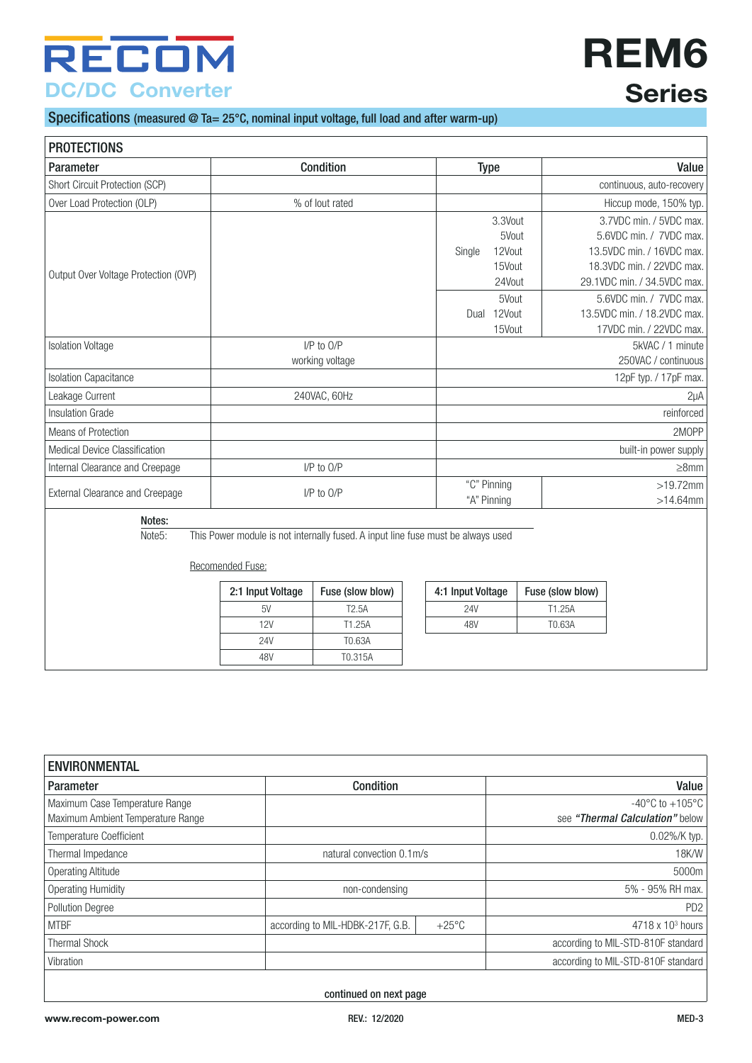## Specifications (measured @ Ta= 25°C, nominal input voltage, full load and after warm-up)

### PROTECTIONS

| Parameter | Condition | Type | Value |
|---|---|---|---|
| Short Circuit Protection (SCP) | | | continuous, auto-recovery |
| Over Load Protection (OLP) | % of Iout rated | | Hiccup mode, 150% typ. |
| Output Over Voltage Protection (OVP) | | Single 3.3Vout | 3.7VDC min. / 5VDC max. |
| | | Single 5Vout | 5.6VDC min. / 7VDC max. |
| | | Single 12Vout | 13.5VDC min. / 16VDC max. |
| | | Single 15Vout | 18.3VDC min. / 22VDC max. |
| | | Single 24Vout | 29.1VDC min. / 34.5VDC max. |
| | | Dual 5Vout | 5.6VDC min. / 7VDC max. |
| | | Dual 12Vout | 13.5VDC min. / 18.2VDC max. |
| | | Dual 15Vout | 17VDC min. / 22VDC max. |
| Isolation Voltage | I/P to O/P | | 5kVAC / 1 minute |
| | working voltage | | 250VAC / continuous |
| Isolation Capacitance | | | 12pF typ. / 17pF max. |
| Leakage Current | 240VAC, 60Hz | | 2µA |
| Insulation Grade | | | reinforced |
| Means of Protection | | | 2MOPP |
| Medical Device Classification | | | built-in power supply |
| Internal Clearance and Creepage | I/P to O/P | | ≥8mm |
| External Clearance and Creepage | I/P to O/P | "C" Pinning | >19.72mm |
| | | "A" Pinning | >14.64mm |

**Notes:**

Note5: This Power module is not internally fused. A input line fuse must be always used

Recomended Fuse:

| 2:1 Input Voltage | Fuse (slow blow) |
|---|---|
| 5V | T2.5A |
| 12V | T1.25A |
| 24V | T0.63A |
| 48V | T0.315A |

| 4:1 Input Voltage | Fuse (slow blow) |
|---|---|
| 24V | T1.25A |
| 48V | T0.63A |

### ENVIRONMENTAL

| Parameter | Condition | | Value |
|---|---|---|---|
| Maximum Case Temperature Range | | | -40°C to +105°C |
| Maximum Ambient Temperature Range | | | see ***"Thermal Calculation"*** below |
| Temperature Coefficient | | | 0.02%/K typ. |
| Thermal Impedance | natural convection 0.1m/s | | 18K/W |
| Operating Altitude | | | 5000m |
| Operating Humidity | non-condensing | | 5% - 95% RH max. |
| Pollution Degree | | | PD2 |
| MTBF | according to MIL-HDBK-217F, G.B. | +25°C | 4718 x $10^3$ hours |
| Thermal Shock | | | according to MIL-STD-810F standard |
| Vibration | | | according to MIL-STD-810F standard |

continued on next page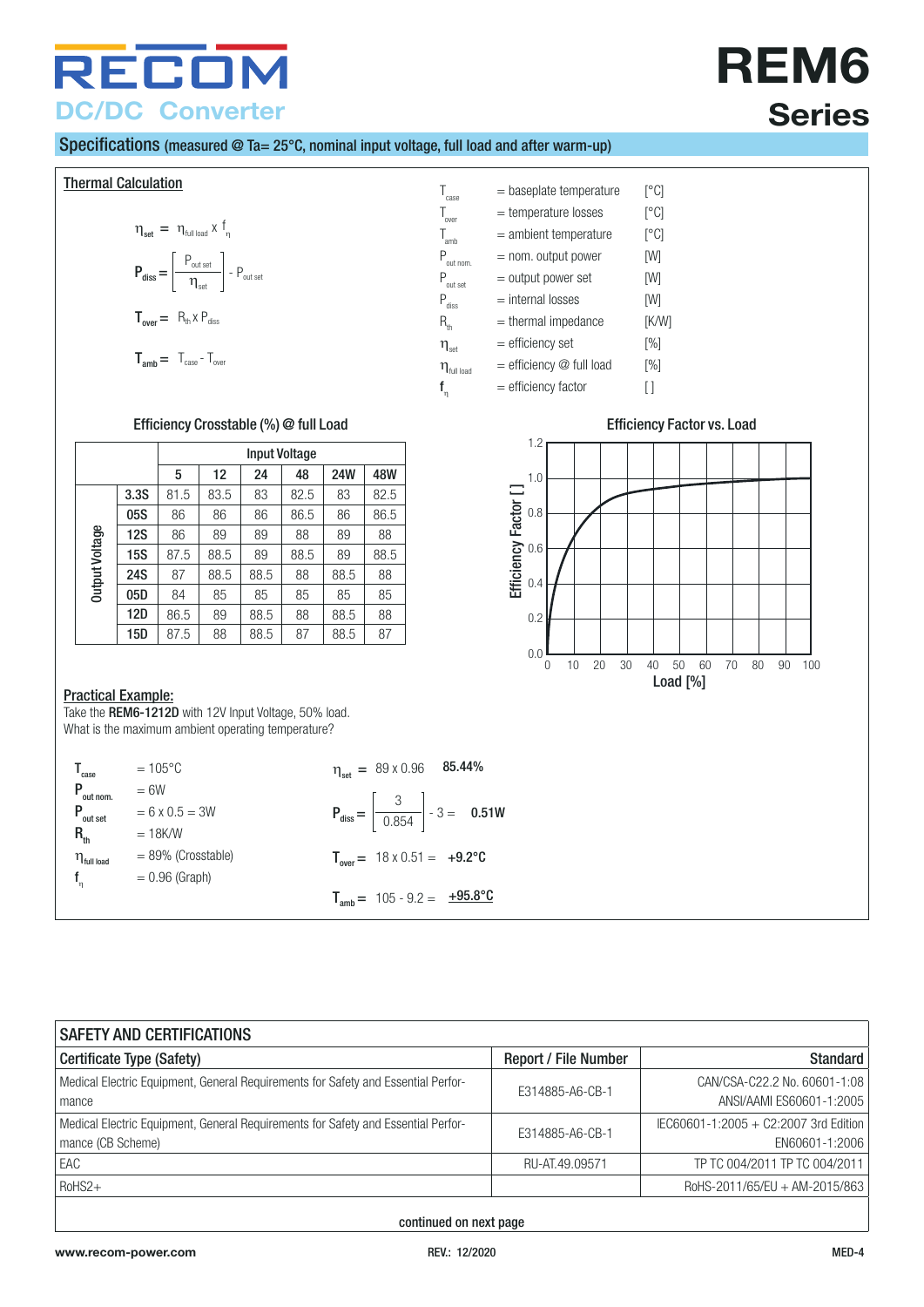# REM6 Series

## DC/DC Converter

## Specifications (measured @ Ta= 25°C, nominal input voltage, full load and after warm-up)

### Thermal Calculation

$$\eta_{set} = \eta_{full\,load} \times f_{\eta}$$

$$P_{diss} = \left[ \frac{P_{out\,set}}{\eta_{set}} \right] - P_{out\,set}$$

$$T_{over} = R_{th} \times P_{diss}$$

$$T_{amb} = T_{case} - T_{over}$$

| Symbol | Description | Unit |
|---|---|---|
| $T_{case}$ | = baseplate temperature | [°C] |
| $T_{over}$ | = temperature losses | [°C] |
| $T_{amb}$ | = ambient temperature | [°C] |
| $P_{out\,nom.}$ | = nom. output power | [W] |
| $P_{out\,set}$ | = output power set | [W] |
| $P_{diss}$ | = internal losses | [W] |
| $R_{th}$ | = thermal impedance | [K/W] |
| $\eta_{set}$ | = efficiency set | [%] |
| $\eta_{full\,load}$ | = efficiency @ full load | [%] |
| $f_{\eta}$ | = efficiency factor | [ ] |

### Efficiency Crosstable (%) @ full Load

| Output Voltage | Input Voltage: 5 | 12 | 24 | 48 | 24W | 48W |
|---|---|---|---|---|---|---|
| 3.3S | 81.5 | 83.5 | 83 | 82.5 | 83 | 82.5 |
| 05S | 86 | 86 | 86 | 86.5 | 86 | 86.5 |
| 12S | 86 | 89 | 89 | 88 | 89 | 88 |
| 15S | 87.5 | 88.5 | 89 | 88.5 | 89 | 88.5 |
| 24S | 87 | 88.5 | 88.5 | 88 | 88.5 | 88 |
| 05D | 84 | 85 | 85 | 85 | 85 | 85 |
| 12D | 86.5 | 89 | 88.5 | 88 | 88.5 | 88 |
| 15D | 87.5 | 88 | 88.5 | 87 | 88.5 | 87 |

### Efficiency Factor vs. Load

Efficiency Factor [ ] vs. Load [%]

### Practical Example:

Take the **REM6-1212D** with 12V Input Voltage, 50% load.
What is the maximum ambient operating temperature?

- $T_{case}$ = 105°C
- $P_{out\,nom.}$ = 6W
- $P_{out\,set}$ = 6 x 0.5 = 3W
- $R_{th}$ = 18K/W
- $\eta_{full\,load}$ = 89% (Crosstable)
- $f_{\eta}$ = 0.96 (Graph)

$$\eta_{set} = 89 \times 0.96 \quad \mathbf{85.44\%}$$

$$P_{diss} = \left[ \frac{3}{0.854} \right] - 3 = \mathbf{0.51W}$$

$$T_{over} = 18 \times 0.51 = \mathbf{+9.2°C}$$

$$T_{amb} = 105 - 9.2 = \mathbf{+95.8°C}$$

## SAFETY AND CERTIFICATIONS

| Certificate Type (Safety) | Report / File Number | Standard |
|---|---|---|
| Medical Electric Equipment, General Requirements for Safety and Essential Performance | E314885-A6-CB-1 | CAN/CSA-C22.2 No. 60601-1:08 ANSI/AAMI ES60601-1:2005 |
| Medical Electric Equipment, General Requirements for Safety and Essential Performance (CB Scheme) | E314885-A6-CB-1 | IEC60601-1:2005 + C2:2007 3rd Edition EN60601-1:2006 |
| EAC | RU-AT.49.09571 | TP TC 004/2011 TP TC 004/2011 |
| RoHS2+ | | RoHS-2011/65/EU + AM-2015/863 |

continued on next page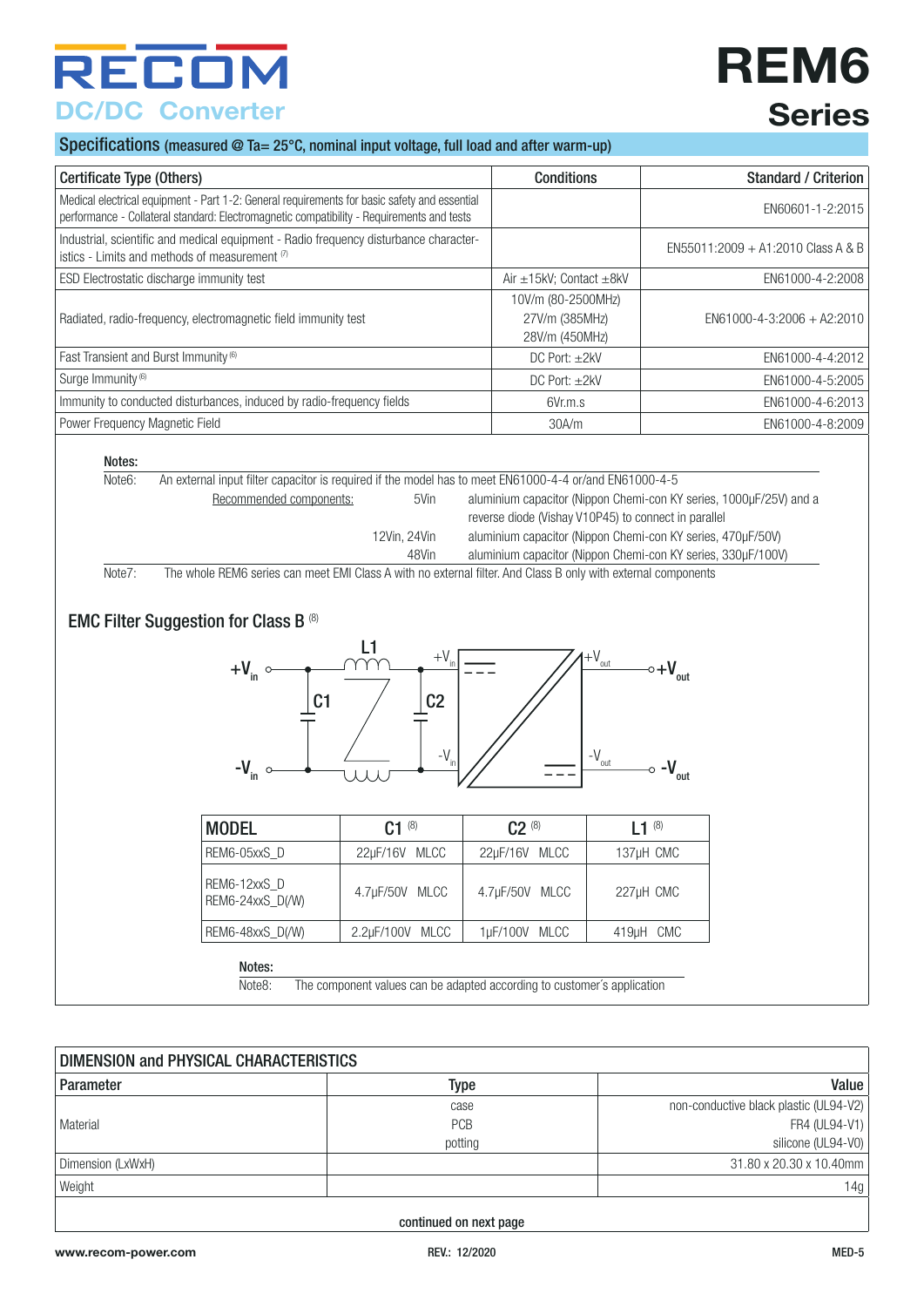## Specifications (measured @ Ta= 25°C, nominal input voltage, full load and after warm-up)

| Certificate Type (Others) | Conditions | Standard / Criterion |
|---|---|---|
| Medical electrical equipment - Part 1-2: General requirements for basic safety and essential performance - Collateral standard: Electromagnetic compatibility - Requirements and tests | | EN60601-1-2:2015 |
| Industrial, scientific and medical equipment - Radio frequency disturbance characteristics - Limits and methods of measurement (7) | | EN55011:2009 + A1:2010 Class A & B |
| ESD Electrostatic discharge immunity test | Air ±15kV; Contact ±8kV | EN61000-4-2:2008 |
| Radiated, radio-frequency, electromagnetic field immunity test | 10V/m (80-2500MHz)<br>27V/m (385MHz)<br>28V/m (450MHz) | EN61000-4-3:2006 + A2:2010 |
| Fast Transient and Burst Immunity (6) | DC Port: ±2kV | EN61000-4-4:2012 |
| Surge Immunity (6) | DC Port: ±2kV | EN61000-4-5:2005 |
| Immunity to conducted disturbances, induced by radio-frequency fields | 6Vr.m.s | EN61000-4-6:2013 |
| Power Frequency Magnetic Field | 30A/m | EN61000-4-8:2009 |

**Notes:**

Note6: An external input filter capacitor is required if the model has to meet EN61000-4-4 or/and EN61000-4-5

Recommended components:

- 5Vin: aluminium capacitor (Nippon Chemi-con KY series, 1000µF/25V) and a reverse diode (Vishay V10P45) to connect in parallel
- 12Vin, 24Vin: aluminium capacitor (Nippon Chemi-con KY series, 470µF/50V)
- 48Vin: aluminium capacitor (Nippon Chemi-con KY series, 330µF/100V)

Note7: The whole REM6 series can meet EMI Class A with no external filter. And Class B only with external components

### EMC Filter Suggestion for Class B (8)

| MODEL | C1 (8) | C2 (8) | L1 (8) |
|---|---|---|---|
| REM6-05xxS_D | 22µF/16V MLCC | 22µF/16V MLCC | 137µH CMC |
| REM6-12xxS_D<br>REM6-24xxS_D(/W) | 4.7µF/50V MLCC | 4.7µF/50V MLCC | 227µH CMC |
| REM6-48xxS_D(/W) | 2.2µF/100V MLCC | 1µF/100V MLCC | 419µH CMC |

**Notes:**

Note8: The component values can be adapted according to customer´s application

## DIMENSION and PHYSICAL CHARACTERISTICS

| Parameter | Type | Value |
|---|---|---|
| Material | case<br>PCB<br>potting | non-conductive black plastic (UL94-V2)<br>FR4 (UL94-V1)<br>silicone (UL94-V0) |
| Dimension (LxWxH) | | 31.80 x 20.30 x 10.40mm |
| Weight | | 14g |

continued on next page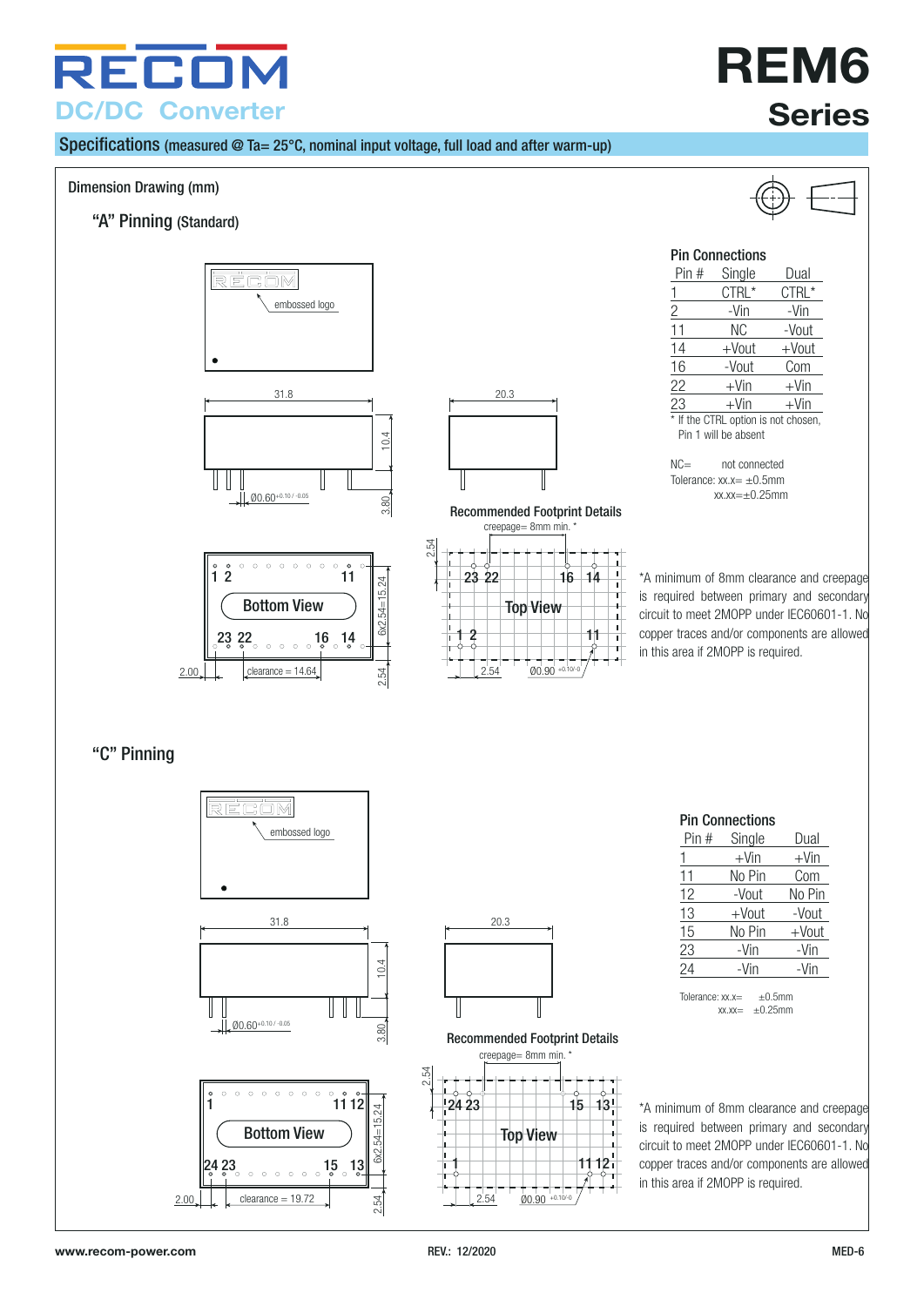# REM6 Series

## Specifications (measured @ Ta= 25°C, nominal input voltage, full load and after warm-up)

### Dimension Drawing (mm)

#### "A" Pinning (Standard)

embossed logo

31.8 | 10.4 | 3.80 | Ø0.60 +0.10 / -0.05 | 20.3

Bottom View: 1 2 ... 11 / 23 22 ... 16 14 | 6x2.54=15.24 | 2.00 | clearance = 14.64 | 2.54

**Recommended Footprint Details**

creepage= 8mm min. *

Top View: 23 22 ... 16 14 / 1 2 ... 11 | 2.54 | 2.54 | Ø0.90 +0.10/-0

*A minimum of 8mm clearance and creepage is required between primary and secondary circuit to meet 2MOPP under IEC60601-1. No copper traces and/or components are allowed in this area if 2MOPP is required.

**Pin Connections**

| Pin # | Single | Dual |
|---|---|---|
| 1 | CTRL* | CTRL* |
| 2 | -Vin | -Vin |
| 11 | NC | -Vout |
| 14 | +Vout | +Vout |
| 16 | -Vout | Com |
| 22 | +Vin | +Vin |
| 23 | +Vin | +Vin |

\* If the CTRL option is not chosen, Pin 1 will be absent

NC= not connected

Tolerance: xx.x= ±0.5mm
xx.xx=±0.25mm

#### "C" Pinning

embossed logo

31.8 | 10.4 | 3.80 | Ø0.60 +0.10 / -0.05 | 20.3

Bottom View: 1 ... 11 12 / 24 23 ... 15 13 | 6x2.54=15.24 | 2.00 | clearance = 19.72 | 2.54

**Recommended Footprint Details**

creepage= 8mm min. *

Top View: 24 23 ... 15 13 / 1 ... 11 12 | 2.54 | 2.54 | Ø0.90 +0.10/-0

*A minimum of 8mm clearance and creepage is required between primary and secondary circuit to meet 2MOPP under IEC60601-1. No copper traces and/or components are allowed in this area if 2MOPP is required.

**Pin Connections**

| Pin # | Single | Dual |
|---|---|---|
| 1 | +Vin | +Vin |
| 11 | No Pin | Com |
| 12 | -Vout | No Pin |
| 13 | +Vout | -Vout |
| 15 | No Pin | +Vout |
| 23 | -Vin | -Vin |
| 24 | -Vin | -Vin |

Tolerance: xx.x= ±0.5mm
xx.xx= ±0.25mm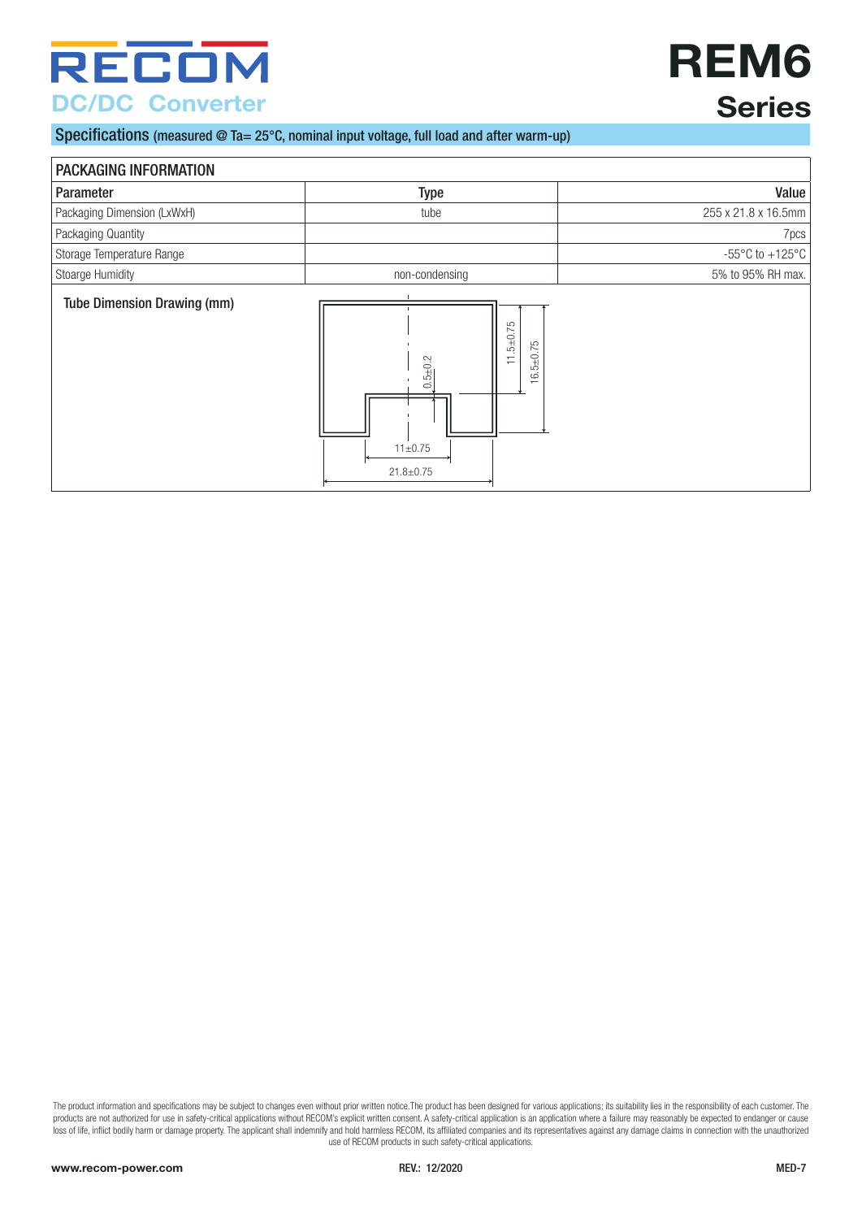## Specifications (measured @ Ta= 25°C, nominal input voltage, full load and after warm-up)

| PACKAGING INFORMATION | | |
|---|---|---|
| **Parameter** | **Type** | **Value** |
| Packaging Dimension (LxWxH) | tube | 255 x 21.8 x 16.5mm |
| Packaging Quantity | | 7pcs |
| Storage Temperature Range | | -55°C to +125°C |
| Stoarge Humidity | non-condensing | 5% to 95% RH max. |

**Tube Dimension Drawing (mm)**

11.5±0.75

16.5±0.75

0.5±0.2

11±0.75

21.8±0.75

The product information and specifications may be subject to changes even without prior written notice.The product has been designed for various applications; its suitability lies in the responsibility of each customer. The products are not authorized for use in safety-critical applications without RECOM's explicit written consent. A safety-critical application is an application where a failure may reasonably be expected to endanger or cause loss of life, inflict bodily harm or damage property. The applicant shall indemnify and hold harmless RECOM, its affiliated companies and its representatives against any damage claims in connection with the unauthorized use of RECOM products in such safety-critical applications.